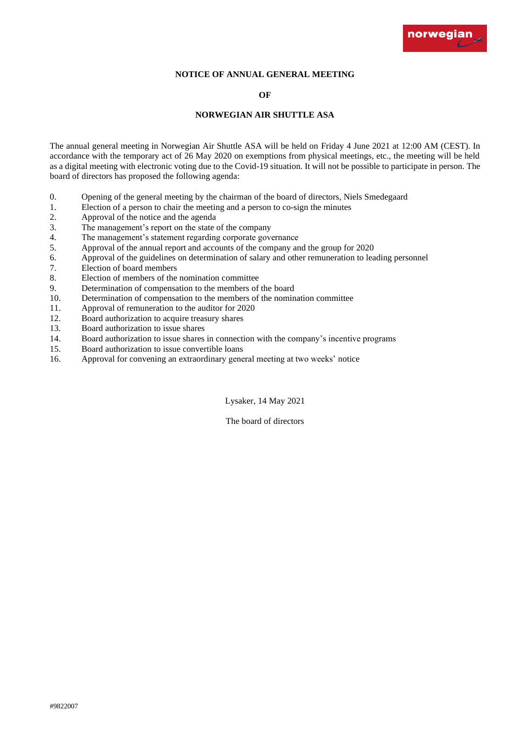**NOTICE OF ANNUAL GENERAL MEETING**

**OF**

**NORWEGIAN AIR SHUTTLE ASA**

The annual general meeting in Norwegian Air Shuttle ASA will be held on Friday 4 June 2021 at 12:00 AM (CEST). In accordance with the temporary act of 26 May 2020 on exemptions from physical meetings, etc., the meeting will be held as a digital meeting with electronic voting due to the Covid-19 situation. It will not be possible to participate in person. The board of directors has proposed the following agenda:

0. Opening of the general meeting by the chairman of the board of directors, Niels Smedegaard
1. Election of a person to chair the meeting and a person to co-sign the minutes
2. Approval of the notice and the agenda
3. The management's report on the state of the company
4. The management's statement regarding corporate governance
5. Approval of the annual report and accounts of the company and the group for 2020
6. Approval of the guidelines on determination of salary and other remuneration to leading personnel
7. Election of board members
8. Election of members of the nomination committee
9. Determination of compensation to the members of the board
10. Determination of compensation to the members of the nomination committee
11. Approval of remuneration to the auditor for 2020
12. Board authorization to acquire treasury shares
13. Board authorization to issue shares
14. Board authorization to issue shares in connection with the company's incentive programs
15. Board authorization to issue convertible loans
16. Approval for convening an extraordinary general meeting at two weeks' notice

Lysaker, 14 May 2021

The board of directors

#9822007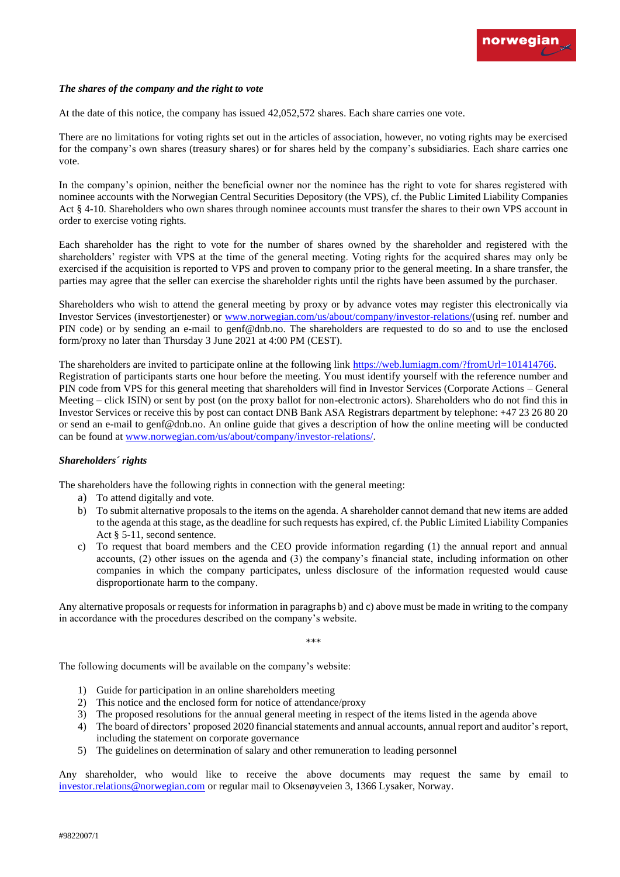***The shares of the company and the right to vote***

At the date of this notice, the company has issued 42,052,572 shares. Each share carries one vote.

There are no limitations for voting rights set out in the articles of association, however, no voting rights may be exercised for the company's own shares (treasury shares) or for shares held by the company's subsidiaries. Each share carries one vote.

In the company's opinion, neither the beneficial owner nor the nominee has the right to vote for shares registered with nominee accounts with the Norwegian Central Securities Depository (the VPS), cf. the Public Limited Liability Companies Act § 4-10. Shareholders who own shares through nominee accounts must transfer the shares to their own VPS account in order to exercise voting rights.

Each shareholder has the right to vote for the number of shares owned by the shareholder and registered with the shareholders' register with VPS at the time of the general meeting. Voting rights for the acquired shares may only be exercised if the acquisition is reported to VPS and proven to company prior to the general meeting. In a share transfer, the parties may agree that the seller can exercise the shareholder rights until the rights have been assumed by the purchaser.

Shareholders who wish to attend the general meeting by proxy or by advance votes may register this electronically via Investor Services (investortjenester) or www.norwegian.com/us/about/company/investor-relations/(using ref. number and PIN code) or by sending an e-mail to genf@dnb.no. The shareholders are requested to do so and to use the enclosed form/proxy no later than Thursday 3 June 2021 at 4:00 PM (CEST).

The shareholders are invited to participate online at the following link https://web.lumiagm.com/?fromUrl=101414766. Registration of participants starts one hour before the meeting. You must identify yourself with the reference number and PIN code from VPS for this general meeting that shareholders will find in Investor Services (Corporate Actions – General Meeting – click ISIN) or sent by post (on the proxy ballot for non-electronic actors). Shareholders who do not find this in Investor Services or receive this by post can contact DNB Bank ASA Registrars department by telephone: +47 23 26 80 20 or send an e-mail to genf@dnb.no. An online guide that gives a description of how the online meeting will be conducted can be found at www.norwegian.com/us/about/company/investor-relations/.

***Shareholders´ rights***

The shareholders have the following rights in connection with the general meeting:

a) To attend digitally and vote.
b) To submit alternative proposals to the items on the agenda. A shareholder cannot demand that new items are added to the agenda at this stage, as the deadline for such requests has expired, cf. the Public Limited Liability Companies Act § 5-11, second sentence.
c) To request that board members and the CEO provide information regarding (1) the annual report and annual accounts, (2) other issues on the agenda and (3) the company's financial state, including information on other companies in which the company participates, unless disclosure of the information requested would cause disproportionate harm to the company.

Any alternative proposals or requests for information in paragraphs b) and c) above must be made in writing to the company in accordance with the procedures described on the company's website.

***

The following documents will be available on the company's website:

1) Guide for participation in an online shareholders meeting
2) This notice and the enclosed form for notice of attendance/proxy
3) The proposed resolutions for the annual general meeting in respect of the items listed in the agenda above
4) The board of directors' proposed 2020 financial statements and annual accounts, annual report and auditor's report, including the statement on corporate governance
5) The guidelines on determination of salary and other remuneration to leading personnel

Any shareholder, who would like to receive the above documents may request the same by email to investor.relations@norwegian.com or regular mail to Oksenøyveien 3, 1366 Lysaker, Norway.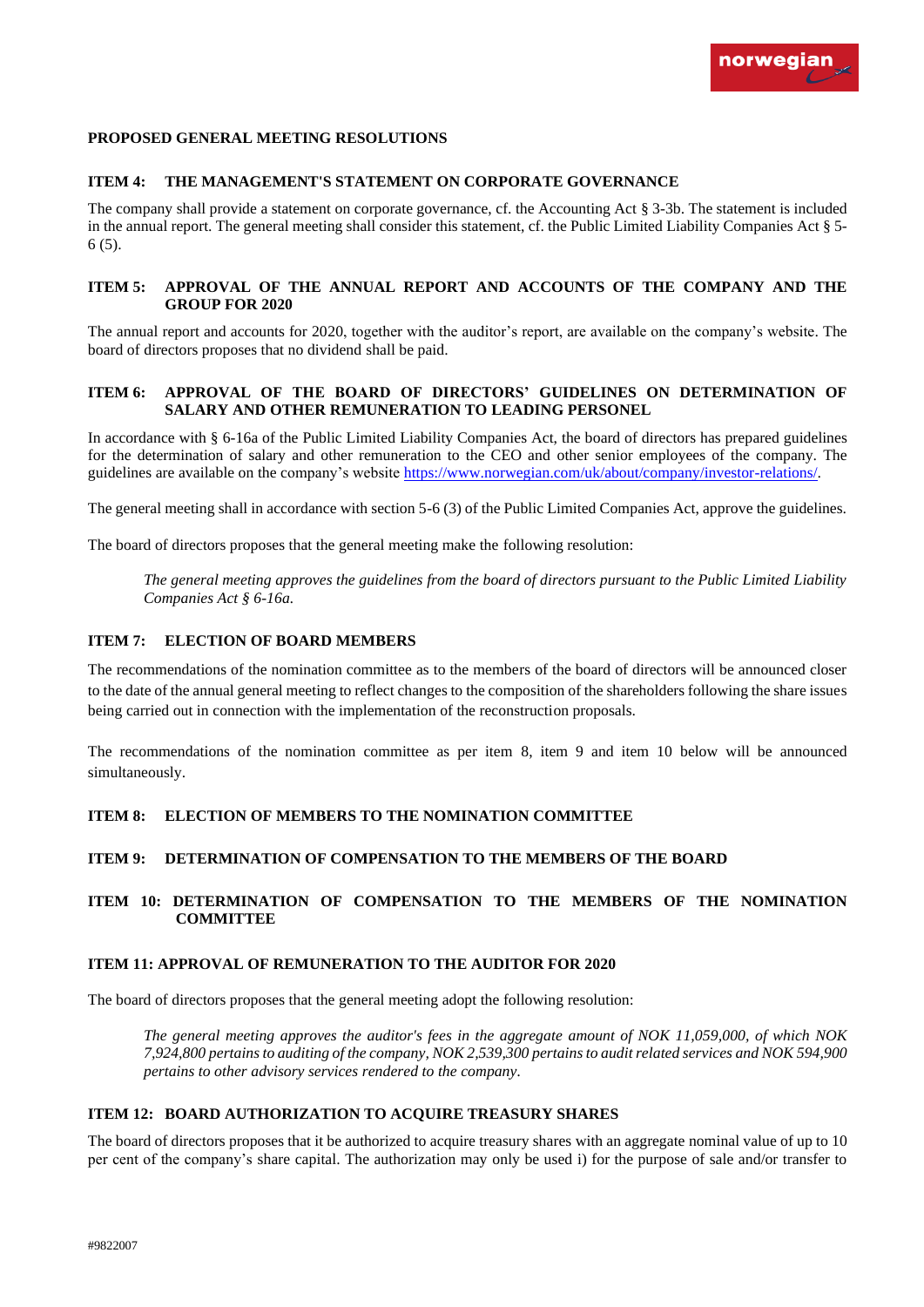**PROPOSED GENERAL MEETING RESOLUTIONS**

**ITEM 4: THE MANAGEMENT'S STATEMENT ON CORPORATE GOVERNANCE**

The company shall provide a statement on corporate governance, cf. the Accounting Act § 3-3b. The statement is included in the annual report. The general meeting shall consider this statement, cf. the Public Limited Liability Companies Act § 5-6 (5).

**ITEM 5: APPROVAL OF THE ANNUAL REPORT AND ACCOUNTS OF THE COMPANY AND THE GROUP FOR 2020**

The annual report and accounts for 2020, together with the auditor's report, are available on the company's website. The board of directors proposes that no dividend shall be paid.

**ITEM 6: APPROVAL OF THE BOARD OF DIRECTORS' GUIDELINES ON DETERMINATION OF SALARY AND OTHER REMUNERATION TO LEADING PERSONEL**

In accordance with § 6-16a of the Public Limited Liability Companies Act, the board of directors has prepared guidelines for the determination of salary and other remuneration to the CEO and other senior employees of the company. The guidelines are available on the company's website https://www.norwegian.com/uk/about/company/investor-relations/.

The general meeting shall in accordance with section 5-6 (3) of the Public Limited Companies Act, approve the guidelines.

The board of directors proposes that the general meeting make the following resolution:

> *The general meeting approves the guidelines from the board of directors pursuant to the Public Limited Liability Companies Act § 6-16a.*

**ITEM 7: ELECTION OF BOARD MEMBERS**

The recommendations of the nomination committee as to the members of the board of directors will be announced closer to the date of the annual general meeting to reflect changes to the composition of the shareholders following the share issues being carried out in connection with the implementation of the reconstruction proposals.

The recommendations of the nomination committee as per item 8, item 9 and item 10 below will be announced simultaneously.

**ITEM 8: ELECTION OF MEMBERS TO THE NOMINATION COMMITTEE**

**ITEM 9: DETERMINATION OF COMPENSATION TO THE MEMBERS OF THE BOARD**

**ITEM 10: DETERMINATION OF COMPENSATION TO THE MEMBERS OF THE NOMINATION COMMITTEE**

**ITEM 11: APPROVAL OF REMUNERATION TO THE AUDITOR FOR 2020**

The board of directors proposes that the general meeting adopt the following resolution:

> *The general meeting approves the auditor's fees in the aggregate amount of NOK 11,059,000, of which NOK 7,924,800 pertains to auditing of the company, NOK 2,539,300 pertains to audit related services and NOK 594,900 pertains to other advisory services rendered to the company.*

**ITEM 12: BOARD AUTHORIZATION TO ACQUIRE TREASURY SHARES**

The board of directors proposes that it be authorized to acquire treasury shares with an aggregate nominal value of up to 10 per cent of the company's share capital. The authorization may only be used i) for the purpose of sale and/or transfer to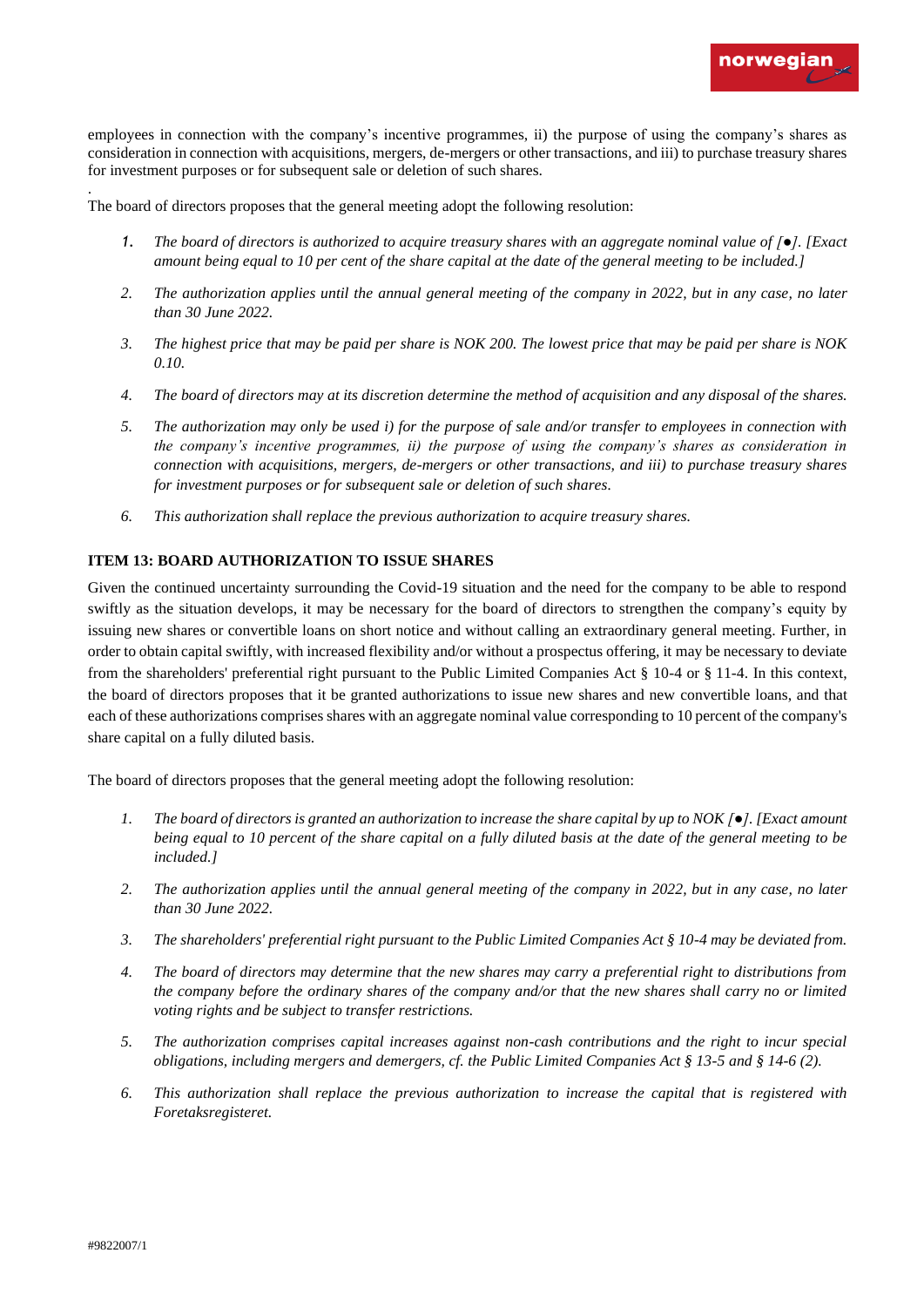employees in connection with the company's incentive programmes, ii) the purpose of using the company's shares as consideration in connection with acquisitions, mergers, de-mergers or other transactions, and iii) to purchase treasury shares for investment purposes or for subsequent sale or deletion of such shares.

The board of directors proposes that the general meeting adopt the following resolution:

1. *The board of directors is authorized to acquire treasury shares with an aggregate nominal value of [●]. [Exact amount being equal to 10 per cent of the share capital at the date of the general meeting to be included.]*
2. *The authorization applies until the annual general meeting of the company in 2022, but in any case, no later than 30 June 2022.*
3. *The highest price that may be paid per share is NOK 200. The lowest price that may be paid per share is NOK 0.10.*
4. *The board of directors may at its discretion determine the method of acquisition and any disposal of the shares.*
5. *The authorization may only be used i) for the purpose of sale and/or transfer to employees in connection with the company's incentive programmes, ii) the purpose of using the company's shares as consideration in connection with acquisitions, mergers, de-mergers or other transactions, and iii) to purchase treasury shares for investment purposes or for subsequent sale or deletion of such shares.*
6. *This authorization shall replace the previous authorization to acquire treasury shares.*

**ITEM 13: BOARD AUTHORIZATION TO ISSUE SHARES**

Given the continued uncertainty surrounding the Covid-19 situation and the need for the company to be able to respond swiftly as the situation develops, it may be necessary for the board of directors to strengthen the company's equity by issuing new shares or convertible loans on short notice and without calling an extraordinary general meeting. Further, in order to obtain capital swiftly, with increased flexibility and/or without a prospectus offering, it may be necessary to deviate from the shareholders' preferential right pursuant to the Public Limited Companies Act § 10-4 or § 11-4. In this context, the board of directors proposes that it be granted authorizations to issue new shares and new convertible loans, and that each of these authorizations comprises shares with an aggregate nominal value corresponding to 10 percent of the company's share capital on a fully diluted basis.

The board of directors proposes that the general meeting adopt the following resolution:

1. *The board of directors is granted an authorization to increase the share capital by up to NOK [●]. [Exact amount being equal to 10 percent of the share capital on a fully diluted basis at the date of the general meeting to be included.]*
2. *The authorization applies until the annual general meeting of the company in 2022, but in any case, no later than 30 June 2022.*
3. *The shareholders' preferential right pursuant to the Public Limited Companies Act § 10-4 may be deviated from.*
4. *The board of directors may determine that the new shares may carry a preferential right to distributions from the company before the ordinary shares of the company and/or that the new shares shall carry no or limited voting rights and be subject to transfer restrictions.*
5. *The authorization comprises capital increases against non-cash contributions and the right to incur special obligations, including mergers and demergers, cf. the Public Limited Companies Act § 13-5 and § 14-6 (2).*
6. *This authorization shall replace the previous authorization to increase the capital that is registered with Foretaksregisteret.*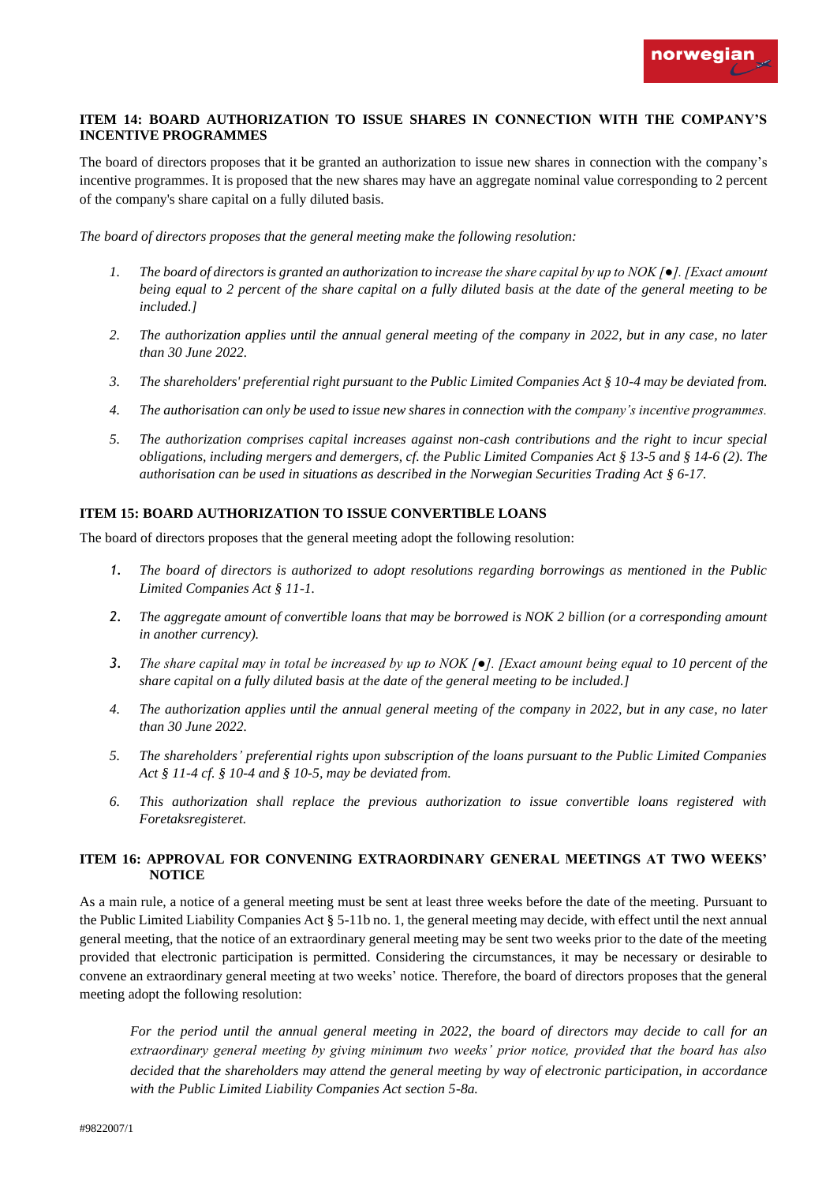## ITEM 14: BOARD AUTHORIZATION TO ISSUE SHARES IN CONNECTION WITH THE COMPANY'S INCENTIVE PROGRAMMES

The board of directors proposes that it be granted an authorization to issue new shares in connection with the company's incentive programmes. It is proposed that the new shares may have an aggregate nominal value corresponding to 2 percent of the company's share capital on a fully diluted basis.

*The board of directors proposes that the general meeting make the following resolution:*

1. *The board of directors is granted an authorization to increase the share capital by up to NOK [●]. [Exact amount being equal to 2 percent of the share capital on a fully diluted basis at the date of the general meeting to be included.]*
2. *The authorization applies until the annual general meeting of the company in 2022, but in any case, no later than 30 June 2022.*
3. *The shareholders' preferential right pursuant to the Public Limited Companies Act § 10-4 may be deviated from.*
4. *The authorisation can only be used to issue new shares in connection with the company's incentive programmes.*
5. *The authorization comprises capital increases against non-cash contributions and the right to incur special obligations, including mergers and demergers, cf. the Public Limited Companies Act § 13-5 and § 14-6 (2). The authorisation can be used in situations as described in the Norwegian Securities Trading Act § 6-17.*

## ITEM 15: BOARD AUTHORIZATION TO ISSUE CONVERTIBLE LOANS

The board of directors proposes that the general meeting adopt the following resolution:

1. *The board of directors is authorized to adopt resolutions regarding borrowings as mentioned in the Public Limited Companies Act § 11-1.*
2. *The aggregate amount of convertible loans that may be borrowed is NOK 2 billion (or a corresponding amount in another currency).*
3. *The share capital may in total be increased by up to NOK [●]. [Exact amount being equal to 10 percent of the share capital on a fully diluted basis at the date of the general meeting to be included.]*
4. *The authorization applies until the annual general meeting of the company in 2022, but in any case, no later than 30 June 2022.*
5. *The shareholders' preferential rights upon subscription of the loans pursuant to the Public Limited Companies Act § 11-4 cf. § 10-4 and § 10-5, may be deviated from.*
6. *This authorization shall replace the previous authorization to issue convertible loans registered with Foretaksregisteret.*

## ITEM 16: APPROVAL FOR CONVENING EXTRAORDINARY GENERAL MEETINGS AT TWO WEEKS' NOTICE

As a main rule, a notice of a general meeting must be sent at least three weeks before the date of the meeting. Pursuant to the Public Limited Liability Companies Act § 5-11b no. 1, the general meeting may decide, with effect until the next annual general meeting, that the notice of an extraordinary general meeting may be sent two weeks prior to the date of the meeting provided that electronic participation is permitted. Considering the circumstances, it may be necessary or desirable to convene an extraordinary general meeting at two weeks' notice. Therefore, the board of directors proposes that the general meeting adopt the following resolution:

> *For the period until the annual general meeting in 2022, the board of directors may decide to call for an extraordinary general meeting by giving minimum two weeks' prior notice, provided that the board has also decided that the shareholders may attend the general meeting by way of electronic participation, in accordance with the Public Limited Liability Companies Act section 5-8a.*

#9822007/1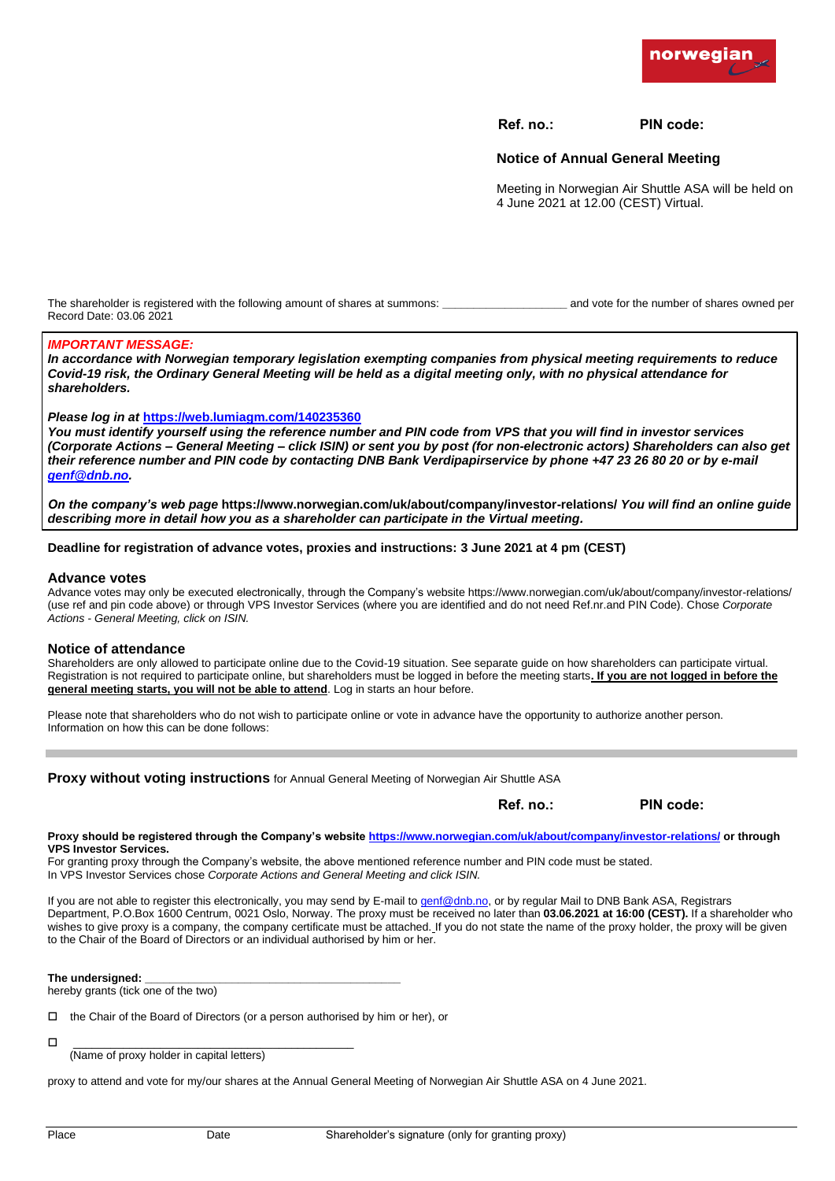**Ref. no.:** **PIN code:**

**Notice of Annual General Meeting**

Meeting in Norwegian Air Shuttle ASA will be held on 4 June 2021 at 12.00 (CEST) Virtual.

The shareholder is registered with the following amount of shares at summons: ____________________ and vote for the number of shares owned per Record Date: 03.06 2021

***IMPORTANT MESSAGE:***
***In accordance with Norwegian temporary legislation exempting companies from physical meeting requirements to reduce Covid-19 risk, the Ordinary General Meeting will be held as a digital meeting only, with no physical attendance for shareholders.***

***Please log in at* https://web.lumiagm.com/140235360**
***You must identify yourself using the reference number and PIN code from VPS that you will find in investor services (Corporate Actions – General Meeting – click ISIN) or sent you by post (for non-electronic actors) Shareholders can also get their reference number and PIN code by contacting DNB Bank Verdipapirservice by phone +47 23 26 80 20 or by e-mail genf@dnb.no.***

***On the company's web page* https://www.norwegian.com/uk/about/company/investor-relations/ *You will find an online guide describing more in detail how you as a shareholder can participate in the Virtual meeting*.**

**Deadline for registration of advance votes, proxies and instructions: 3 June 2021 at 4 pm (CEST)**

## Advance votes

Advance votes may only be executed electronically, through the Company's website https://www.norwegian.com/uk/about/company/investor-relations/ (use ref and pin code above) or through VPS Investor Services (where you are identified and do not need Ref.nr.and PIN Code). Chose *Corporate Actions - General Meeting, click on ISIN.*

## Notice of attendance

Shareholders are only allowed to participate online due to the Covid-19 situation. See separate guide on how shareholders can participate virtual. Registration is not required to participate online, but shareholders must be logged in before the meeting starts**. If you are not logged in before the general meeting starts, you will not be able to attend**. Log in starts an hour before.

Please note that shareholders who do not wish to participate online or vote in advance have the opportunity to authorize another person. Information on how this can be done follows:

---

**Proxy without voting instructions** for Annual General Meeting of Norwegian Air Shuttle ASA

**Ref. no.:** **PIN code:**

**Proxy should be registered through the Company's website https://www.norwegian.com/uk/about/company/investor-relations/ or through VPS Investor Services.**
For granting proxy through the Company's website, the above mentioned reference number and PIN code must be stated.
In VPS Investor Services chose *Corporate Actions and General Meeting and click ISIN.*

If you are not able to register this electronically, you may send by E-mail to genf@dnb.no, or by regular Mail to DNB Bank ASA, Registrars Department, P.O.Box 1600 Centrum, 0021 Oslo, Norway. The proxy must be received no later than **03.06.2021 at 16:00 (CEST).** If a shareholder who wishes to give proxy is a company, the company certificate must be attached. If you do not state the name of the proxy holder, the proxy will be given to the Chair of the Board of Directors or an individual authorised by him or her.

**The undersigned:** ________________________________________
hereby grants (tick one of the two)

☐ the Chair of the Board of Directors (or a person authorised by him or her), or

☐ ________________________________________
(Name of proxy holder in capital letters)

proxy to attend and vote for my/our shares at the Annual General Meeting of Norwegian Air Shuttle ASA on 4 June 2021.

| Place | Date | Shareholder's signature (only for granting proxy) |
|---|---|---|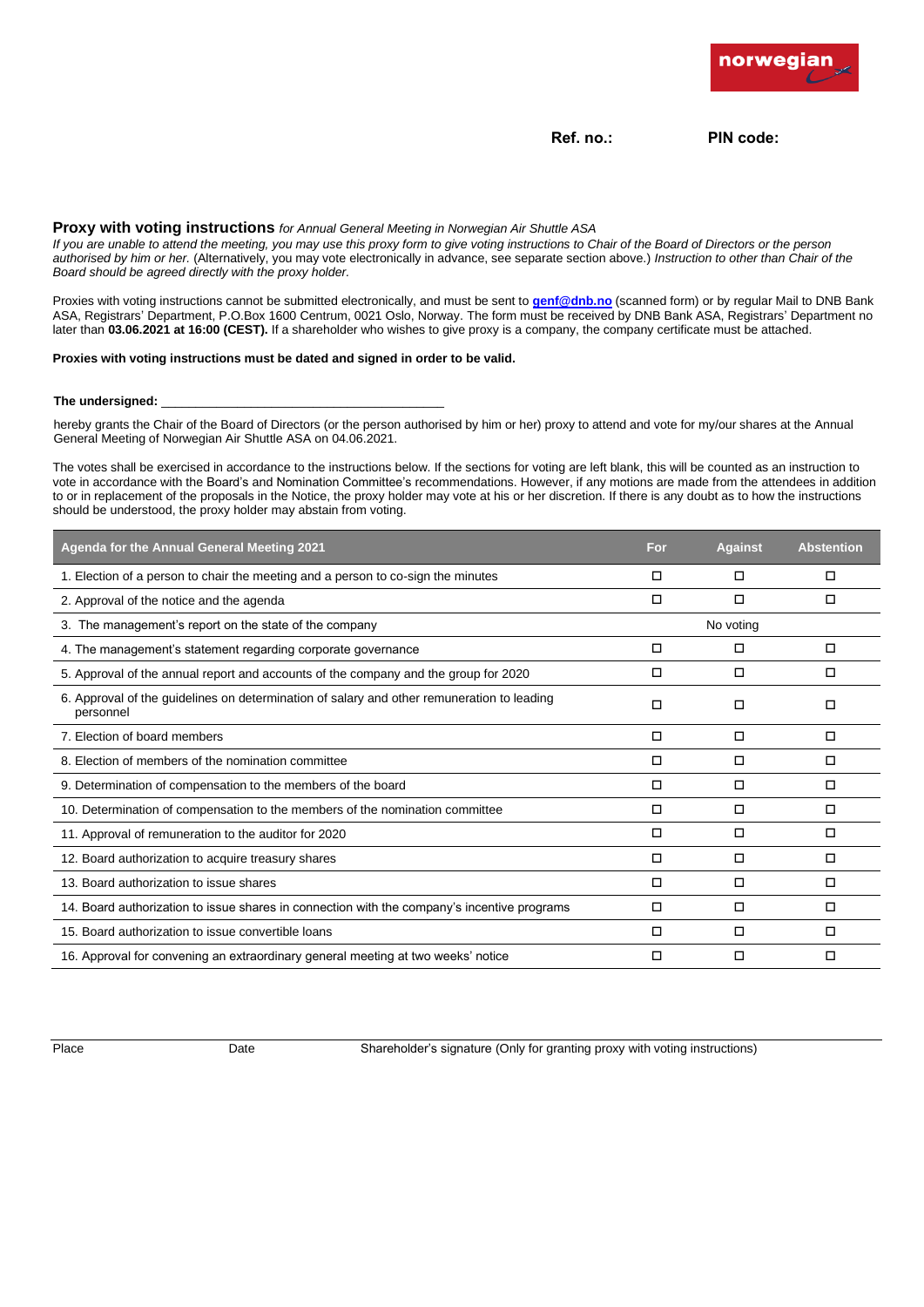norwegian

**Ref. no.:** **PIN code:**

## Proxy with voting instructions *for Annual General Meeting in Norwegian Air Shuttle ASA*

*If you are unable to attend the meeting, you may use this proxy form to give voting instructions to Chair of the Board of Directors or the person authorised by him or her.* (Alternatively, you may vote electronically in advance, see separate section above.) *Instruction to other than Chair of the Board should be agreed directly with the proxy holder.*

Proxies with voting instructions cannot be submitted electronically, and must be sent to **genf@dnb.no** (scanned form) or by regular Mail to DNB Bank ASA, Registrars' Department, P.O.Box 1600 Centrum, 0021 Oslo, Norway. The form must be received by DNB Bank ASA, Registrars' Department no later than **03.06.2021 at 16:00 (CEST).** If a shareholder who wishes to give proxy is a company, the company certificate must be attached.

**Proxies with voting instructions must be dated and signed in order to be valid.**

**The undersigned:** ________________________________________

hereby grants the Chair of the Board of Directors (or the person authorised by him or her) proxy to attend and vote for my/our shares at the Annual General Meeting of Norwegian Air Shuttle ASA on 04.06.2021.

The votes shall be exercised in accordance to the instructions below. If the sections for voting are left blank, this will be counted as an instruction to vote in accordance with the Board's and Nomination Committee's recommendations. However, if any motions are made from the attendees in addition to or in replacement of the proposals in the Notice, the proxy holder may vote at his or her discretion. If there is any doubt as to how the instructions should be understood, the proxy holder may abstain from voting.

| Agenda for the Annual General Meeting 2021 | For | Against | Abstention |
|---|---|---|---|
| 1. Election of a person to chair the meeting and a person to co-sign the minutes | ☐ | ☐ | ☐ |
| 2. Approval of the notice and the agenda | ☐ | ☐ | ☐ |
| 3. The management's report on the state of the company | | No voting | |
| 4. The management's statement regarding corporate governance | ☐ | ☐ | ☐ |
| 5. Approval of the annual report and accounts of the company and the group for 2020 | ☐ | ☐ | ☐ |
| 6. Approval of the guidelines on determination of salary and other remuneration to leading personnel | ☐ | ☐ | ☐ |
| 7. Election of board members | ☐ | ☐ | ☐ |
| 8. Election of members of the nomination committee | ☐ | ☐ | ☐ |
| 9. Determination of compensation to the members of the board | ☐ | ☐ | ☐ |
| 10. Determination of compensation to the members of the nomination committee | ☐ | ☐ | ☐ |
| 11. Approval of remuneration to the auditor for 2020 | ☐ | ☐ | ☐ |
| 12. Board authorization to acquire treasury shares | ☐ | ☐ | ☐ |
| 13. Board authorization to issue shares | ☐ | ☐ | ☐ |
| 14. Board authorization to issue shares in connection with the company's incentive programs | ☐ | ☐ | ☐ |
| 15. Board authorization to issue convertible loans | ☐ | ☐ | ☐ |
| 16. Approval for convening an extraordinary general meeting at two weeks' notice | ☐ | ☐ | ☐ |

Place Date Shareholder's signature (Only for granting proxy with voting instructions)